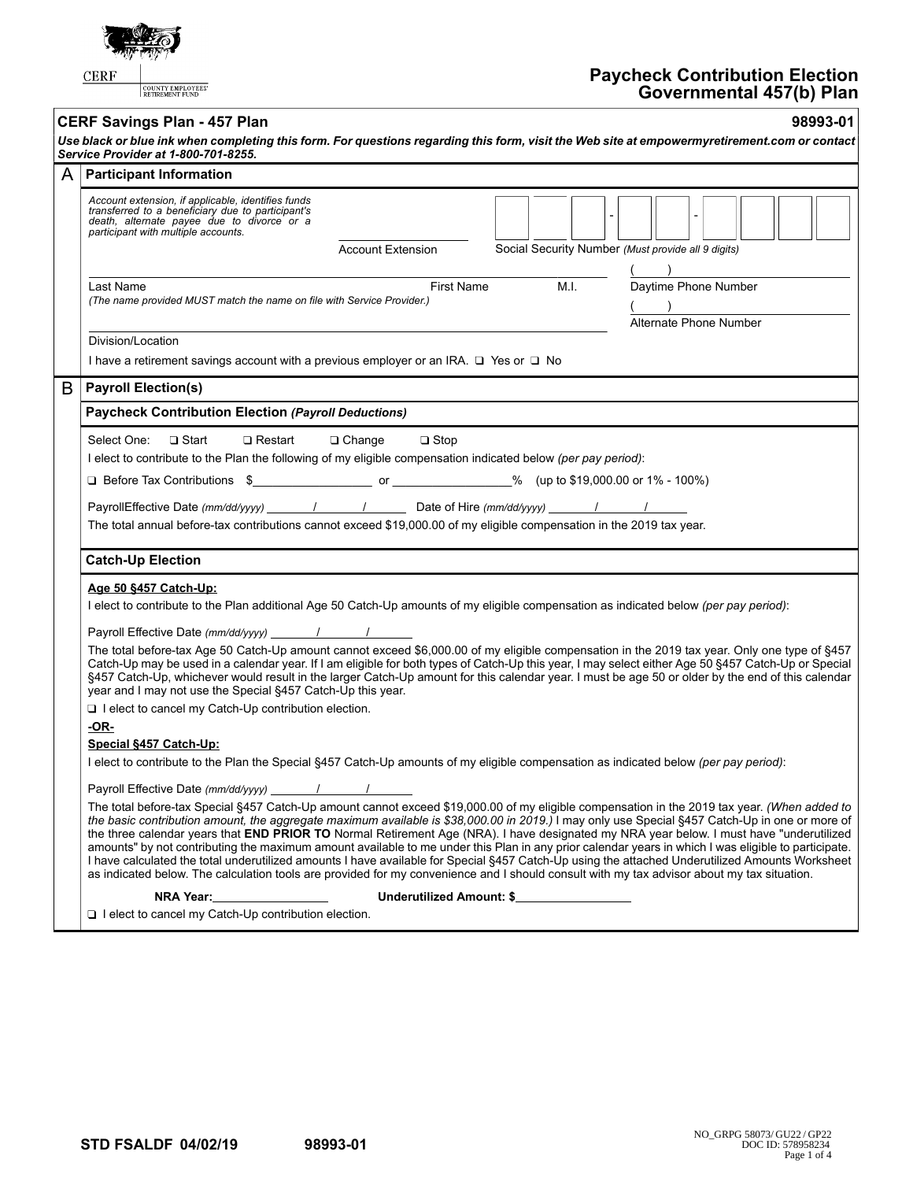CERF | COUNTY EMPLOYEES' RETIREMENT FUND

# Paycheck Contribution Election Governmental 457(b) Plan

## CERF Savings Plan - 457 Plan **98993-01**

***Use black or blue ink when completing this form. For questions regarding this form, visit the Web site at empowermyretirement.com or contact Service Provider at 1-800-701-8255.***

## A Participant Information

*Account extension, if applicable, identifies funds transferred to a beneficiary due to participant's death, alternate payee due to divorce or a participant with multiple accounts.*

______________ Account Extension

___ ___ ___ - ___ ___ - ___ ___ ___ ___ Social Security Number *(Must provide all 9 digits)*

______________ Last Name ______________ First Name ______ M.I.

*(The name provided MUST match the name on file with Service Provider.)*

(     ) ______________ Daytime Phone Number

(     ) ______________ Alternate Phone Number

______________ Division/Location

I have a retirement savings account with a previous employer or an IRA. ❑ Yes or ❑ No

## B Payroll Election(s)

### Paycheck Contribution Election *(Payroll Deductions)*

Select One: ❑ Start ❑ Restart ❑ Change ❑ Stop

I elect to contribute to the Plan the following of my eligible compensation indicated below *(per pay period)*:

❑ Before Tax Contributions $__________ or __________% (up to $19,000.00 or 1% - 100%)

PayrollEffective Date *(mm/dd/yyyy)* ____/____/____ Date of Hire *(mm/dd/yyyy)* ____/____/____

The total annual before-tax contributions cannot exceed $19,000.00 of my eligible compensation in the 2019 tax year.

### Catch-Up Election

**Age 50 §457 Catch-Up:**

I elect to contribute to the Plan additional Age 50 Catch-Up amounts of my eligible compensation as indicated below *(per pay period)*:

Payroll Effective Date *(mm/dd/yyyy)* ____/____/____

The total before-tax Age 50 Catch-Up amount cannot exceed $6,000.00 of my eligible compensation in the 2019 tax year. Only one type of §457 Catch-Up may be used in a calendar year. If I am eligible for both types of Catch-Up this year, I may select either Age 50 §457 Catch-Up or Special §457 Catch-Up, whichever would result in the larger Catch-Up amount for this calendar year. I must be age 50 or older by the end of this calendar year and I may not use the Special §457 Catch-Up this year.

❑ I elect to cancel my Catch-Up contribution election.

**-OR-**

**Special §457 Catch-Up:**

I elect to contribute to the Plan the Special §457 Catch-Up amounts of my eligible compensation as indicated below *(per pay period)*:

Payroll Effective Date *(mm/dd/yyyy)* ____/____/____

The total before-tax Special §457 Catch-Up amount cannot exceed $19,000.00 of my eligible compensation in the 2019 tax year. *(When added to the basic contribution amount, the aggregate maximum available is $38,000.00 in 2019.)* I may only use Special §457 Catch-Up in one or more of the three calendar years that **END PRIOR TO** Normal Retirement Age (NRA). I have designated my NRA year below. I must have "underutilized amounts" by not contributing the maximum amount available to me under this Plan in any prior calendar years in which I was eligible to participate. I have calculated the total underutilized amounts I have available for Special §457 Catch-Up using the attached Underutilized Amounts Worksheet as indicated below. The calculation tools are provided for my convenience and I should consult with my tax advisor about my tax situation.

**NRA Year:**__________ **Underutilized Amount: $**__________

❑ I elect to cancel my Catch-Up contribution election.

**STD FSALDF 04/02/19** **98993-01**

NO_GRPG 58073/ GU22 / GP22
DOC ID: 578958234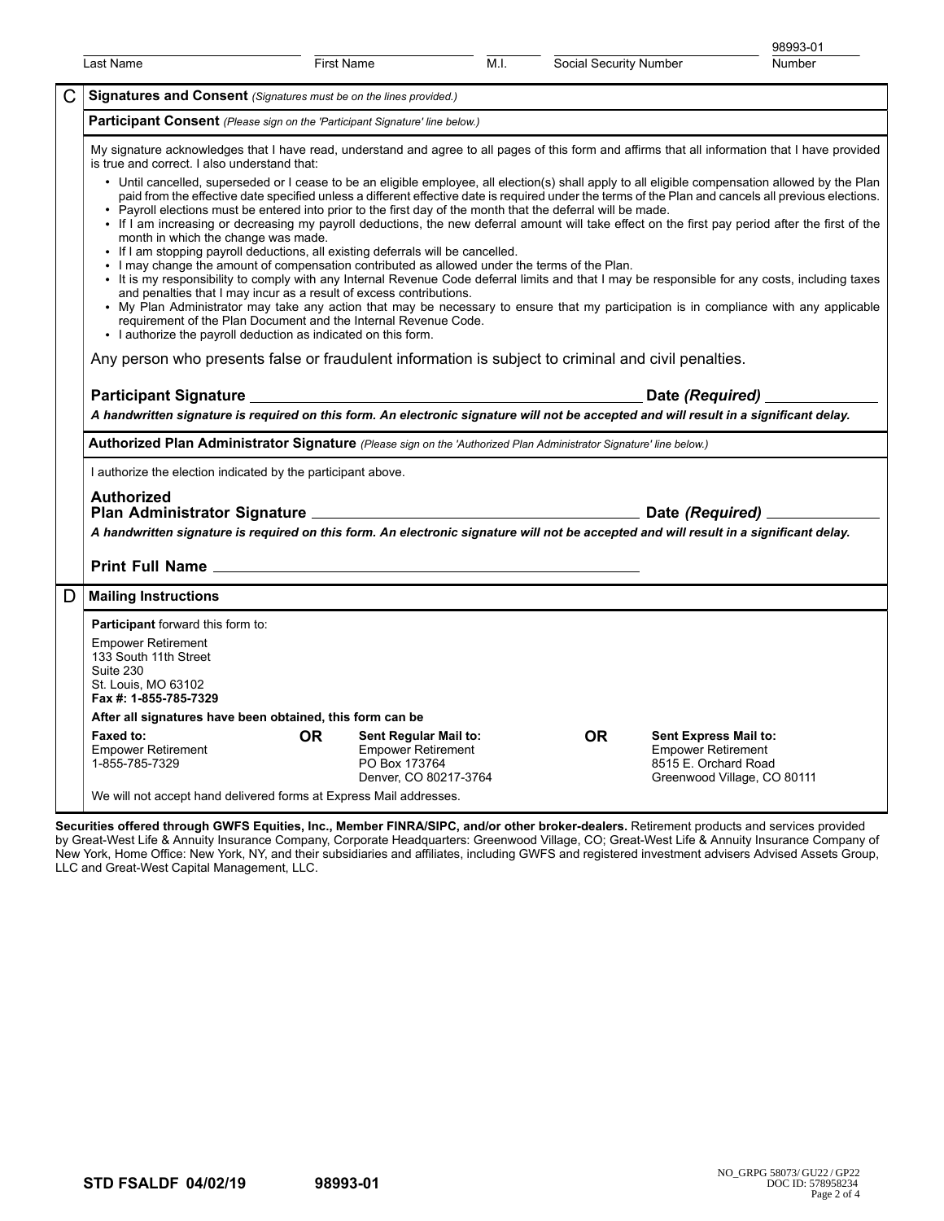| Last Name | First Name | M.I. | Social Security Number | 98993-01 Number |
|---|---|---|---|---|
| | | | | |

## C Signatures and Consent *(Signatures must be on the lines provided.)*

### Participant Consent *(Please sign on the 'Participant Signature' line below.)*

My signature acknowledges that I have read, understand and agree to all pages of this form and affirms that all information that I have provided is true and correct. I also understand that:

- Until cancelled, superseded or I cease to be an eligible employee, all election(s) shall apply to all eligible compensation allowed by the Plan paid from the effective date specified unless a different effective date is required under the terms of the Plan and cancels all previous elections.
- Payroll elections must be entered into prior to the first day of the month that the deferral will be made.
- If I am increasing or decreasing my payroll deductions, the new deferral amount will take effect on the first pay period after the first of the month in which the change was made.
- If I am stopping payroll deductions, all existing deferrals will be cancelled.
- I may change the amount of compensation contributed as allowed under the terms of the Plan.
- It is my responsibility to comply with any Internal Revenue Code deferral limits and that I may be responsible for any costs, including taxes and penalties that I may incur as a result of excess contributions.
- My Plan Administrator may take any action that may be necessary to ensure that my participation is in compliance with any applicable requirement of the Plan Document and the Internal Revenue Code.
- I authorize the payroll deduction as indicated on this form.

Any person who presents false or fraudulent information is subject to criminal and civil penalties.

**Participant Signature** ______________________________ **Date *(Required)*** ______________

***A handwritten signature is required on this form. An electronic signature will not be accepted and will result in a significant delay.***

### Authorized Plan Administrator Signature *(Please sign on the 'Authorized Plan Administrator Signature' line below.)*

I authorize the election indicated by the participant above.

**Authorized Plan Administrator Signature** ______________________________ **Date *(Required)*** ______________

***A handwritten signature is required on this form. An electronic signature will not be accepted and will result in a significant delay.***

**Print Full Name** ______________________________

## D Mailing Instructions

**Participant** forward this form to:

Empower Retirement
133 South 11th Street
Suite 230
St. Louis, MO 63102
**Fax #: 1-855-785-7329**

**After all signatures have been obtained, this form can be**

| **Faxed to:** | **OR** | **Sent Regular Mail to:** | **OR** | **Sent Express Mail to:** |
|---|---|---|---|---|
| Empower Retirement<br>1-855-785-7329 | | Empower Retirement<br>PO Box 173764<br>Denver, CO 80217-3764 | | Empower Retirement<br>8515 E. Orchard Road<br>Greenwood Village, CO 80111 |

We will not accept hand delivered forms at Express Mail addresses.

**Securities offered through GWFS Equities, Inc., Member FINRA/SIPC, and/or other broker-dealers.** Retirement products and services provided by Great-West Life & Annuity Insurance Company, Corporate Headquarters: Greenwood Village, CO; Great-West Life & Annuity Insurance Company of New York, Home Office: New York, NY, and their subsidiaries and affiliates, including GWFS and registered investment advisers Advised Assets Group, LLC and Great-West Capital Management, LLC.

**STD FSALDF 04/02/19** **98993-01**

NO_GRPG 58073/ GU22 / GP22
DOC ID: 578958234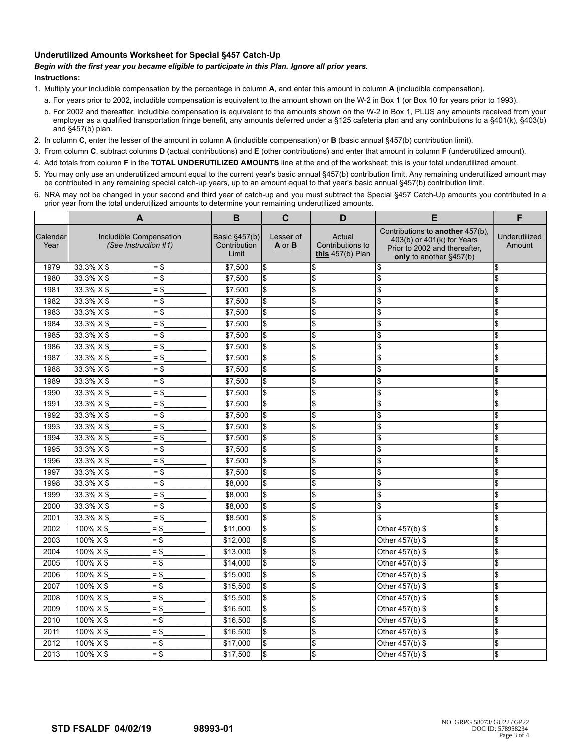## Underutilized Amounts Worksheet for Special §457 Catch-Up

***Begin with the first year you became eligible to participate in this Plan. Ignore all prior years.***

**Instructions:**

1. Multiply your includible compensation by the percentage in column **A**, and enter this amount in column **A** (includible compensation).
   a. For years prior to 2002, includible compensation is equivalent to the amount shown on the W-2 in Box 1 (or Box 10 for years prior to 1993).
   b. For 2002 and thereafter, includible compensation is equivalent to the amounts shown on the W-2 in Box 1, PLUS any amounts received from your employer as a qualified transportation fringe benefit, any amounts deferred under a §125 cafeteria plan and any contributions to a §401(k), §403(b) and §457(b) plan.
2. In column **C**, enter the lesser of the amount in column **A** (includible compensation) or **B** (basic annual §457(b) contribution limit).
3. From column **C**, subtract columns **D** (actual contributions) and **E** (other contributions) and enter that amount in column **F** (underutilized amount).
4. Add totals from column **F** in the **TOTAL UNDERUTILIZED AMOUNTS** line at the end of the worksheet; this is your total underutilized amount.
5. You may only use an underutilized amount equal to the current year's basic annual §457(b) contribution limit. Any remaining underutilized amount may be contributed in any remaining special catch-up years, up to an amount equal to that year's basic annual §457(b) contribution limit.
6. NRA may not be changed in your second and third year of catch-up and you must subtract the Special §457 Catch-Up amounts you contributed in a prior year from the total underutilized amounts to determine your remaining underutilized amounts.

| | A | B | C | D | E | F |
|---|---|---|---|---|---|---|
| Calendar Year | Includible Compensation *(See Instruction #1)* | Basic §457(b) Contribution Limit | Lesser of **A** or **B** | Actual Contributions to **this** 457(b) Plan | Contributions to **another** 457(b), 403(b) or 401(k) for Years Prior to 2002 and thereafter, **only** to another §457(b) | Underutilized Amount |
| 1979 | 33.3% X $__________ = $__________ | $7,500 | $ | $ | $ | $ |
| 1980 | 33.3% X $__________ = $__________ | $7,500 | $ | $ | $ | $ |
| 1981 | 33.3% X $__________ = $__________ | $7,500 | $ | $ | $ | $ |
| 1982 | 33.3% X $__________ = $__________ | $7,500 | $ | $ | $ | $ |
| 1983 | 33.3% X $__________ = $__________ | $7,500 | $ | $ | $ | $ |
| 1984 | 33.3% X $__________ = $__________ | $7,500 | $ | $ | $ | $ |
| 1985 | 33.3% X $__________ = $__________ | $7,500 | $ | $ | $ | $ |
| 1986 | 33.3% X $__________ = $__________ | $7,500 | $ | $ | $ | $ |
| 1987 | 33.3% X $__________ = $__________ | $7,500 | $ | $ | $ | $ |
| 1988 | 33.3% X $__________ = $__________ | $7,500 | $ | $ | $ | $ |
| 1989 | 33.3% X $__________ = $__________ | $7,500 | $ | $ | $ | $ |
| 1990 | 33.3% X $__________ = $__________ | $7,500 | $ | $ | $ | $ |
| 1991 | 33.3% X $__________ = $__________ | $7,500 | $ | $ | $ | $ |
| 1992 | 33.3% X $__________ = $__________ | $7,500 | $ | $ | $ | $ |
| 1993 | 33.3% X $__________ = $__________ | $7,500 | $ | $ | $ | $ |
| 1994 | 33.3% X $__________ = $__________ | $7,500 | $ | $ | $ | $ |
| 1995 | 33.3% X $__________ = $__________ | $7,500 | $ | $ | $ | $ |
| 1996 | 33.3% X $__________ = $__________ | $7,500 | $ | $ | $ | $ |
| 1997 | 33.3% X $__________ = $__________ | $7,500 | $ | $ | $ | $ |
| 1998 | 33.3% X $__________ = $__________ | $8,000 | $ | $ | $ | $ |
| 1999 | 33.3% X $__________ = $__________ | $8,000 | $ | $ | $ | $ |
| 2000 | 33.3% X $__________ = $__________ | $8,000 | $ | $ | $ | $ |
| 2001 | 33.3% X $__________ = $__________ | $8,500 | $ | $ | $ | $ |
| 2002 | 100% X $__________ = $__________ | $11,000 | $ | $ | Other 457(b) $ | $ |
| 2003 | 100% X $__________ = $__________ | $12,000 | $ | $ | Other 457(b) $ | $ |
| 2004 | 100% X $__________ = $__________ | $13,000 | $ | $ | Other 457(b) $ | $ |
| 2005 | 100% X $__________ = $__________ | $14,000 | $ | $ | Other 457(b) $ | $ |
| 2006 | 100% X $__________ = $__________ | $15,000 | $ | $ | Other 457(b) $ | $ |
| 2007 | 100% X $__________ = $__________ | $15,500 | $ | $ | Other 457(b) $ | $ |
| 2008 | 100% X $__________ = $__________ | $15,500 | $ | $ | Other 457(b) $ | $ |
| 2009 | 100% X $__________ = $__________ | $16,500 | $ | $ | Other 457(b) $ | $ |
| 2010 | 100% X $__________ = $__________ | $16,500 | $ | $ | Other 457(b) $ | $ |
| 2011 | 100% X $__________ = $__________ | $16,500 | $ | $ | Other 457(b) $ | $ |
| 2012 | 100% X $__________ = $__________ | $17,000 | $ | $ | Other 457(b) $ | $ |
| 2013 | 100% X $__________ = $__________ | $17,500 | $ | $ | Other 457(b) $ | $ |

**STD FSALDF 04/02/19** **98993-01**

NO_GRPG 58073/ GU22 / GP22
DOC ID: 578958234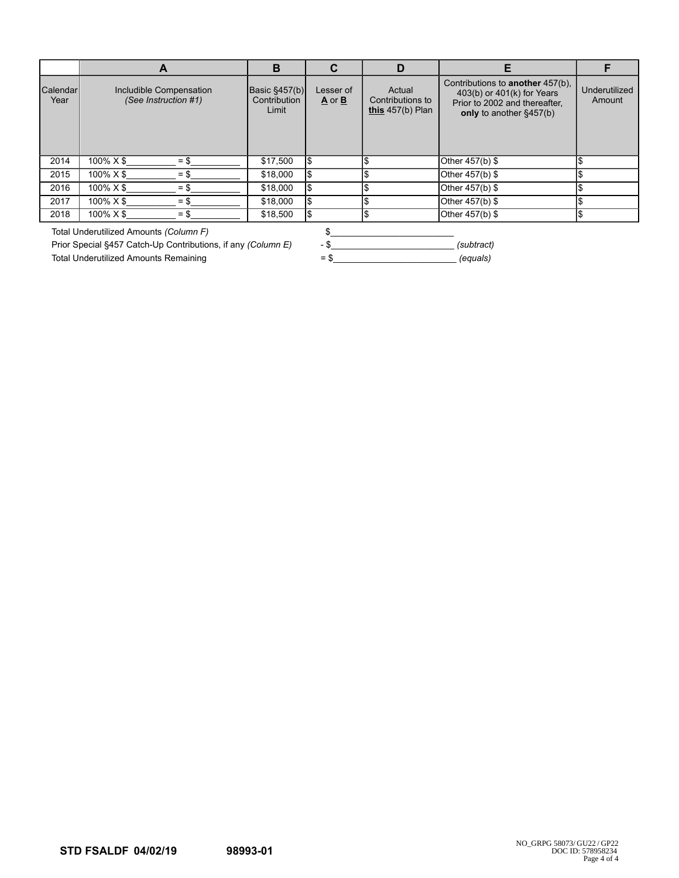| | A | B | C | D | E | F |
|---|---|---|---|---|---|---|
| Calendar Year | Includible Compensation *(See Instruction #1)* | Basic §457(b) Contribution Limit | Lesser of **A** or **B** | Actual Contributions to **this** 457(b) Plan | Contributions to **another** 457(b), 403(b) or 401(k) for Years Prior to 2002 and thereafter, **only** to another §457(b) | Underutilized Amount |
| 2014 | 100% X $__________ = $__________ | $17,500 | $ | $ | Other 457(b) $ | $ |
| 2015 | 100% X $__________ = $__________ | $18,000 | $ | $ | Other 457(b) $ | $ |
| 2016 | 100% X $__________ = $__________ | $18,000 | $ | $ | Other 457(b) $ | $ |
| 2017 | 100% X $__________ = $__________ | $18,000 | $ | $ | Other 457(b) $ | $ |
| 2018 | 100% X $__________ = $__________ | $18,500 | $ | $ | Other 457(b) $ | $ |

Total Underutilized Amounts *(Column F)* $________________________

Prior Special §457 Catch-Up Contributions, if any *(Column E)* - $________________________ *(subtract)*

Total Underutilized Amounts Remaining = $________________________ *(equals)*

**STD FSALDF 04/02/19** **98993-01**

NO_GRPG 58073/ GU22 / GP22
DOC ID: 578958234